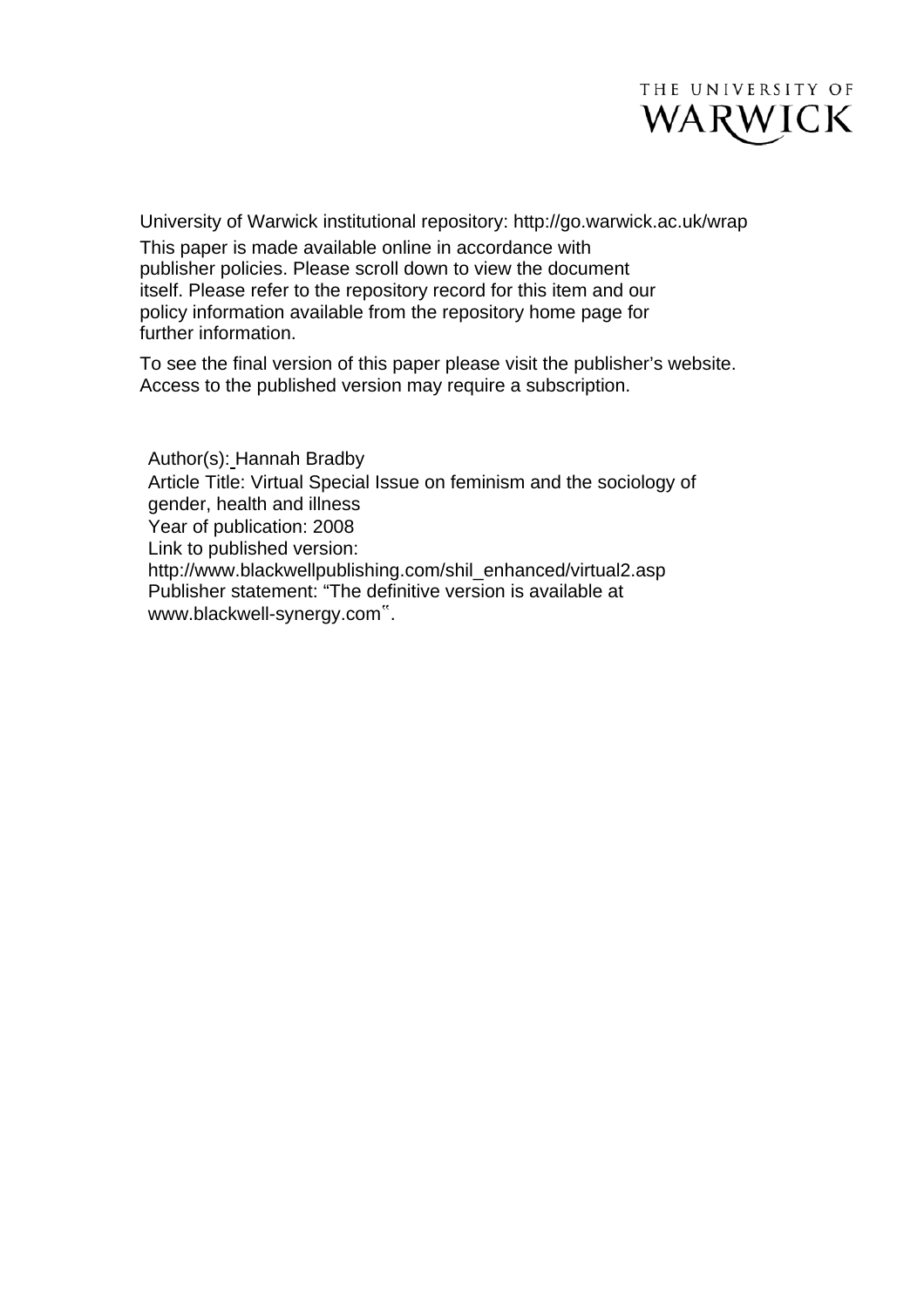THE UNIVERSITY OF WARWICK

University of Warwick institutional repository: http://go.warwick.ac.uk/wrap

This paper is made available online in accordance with publisher policies. Please scroll down to view the document itself. Please refer to the repository record for this item and our policy information available from the repository home page for further information.

To see the final version of this paper please visit the publisher's website. Access to the published version may require a subscription.

Author(s): Hannah Bradby
Article Title: Virtual Special Issue on feminism and the sociology of gender, health and illness
Year of publication: 2008
Link to published version: http://www.blackwellpublishing.com/shil_enhanced/virtual2.asp
Publisher statement: "The definitive version is available at www.blackwell-synergy.com".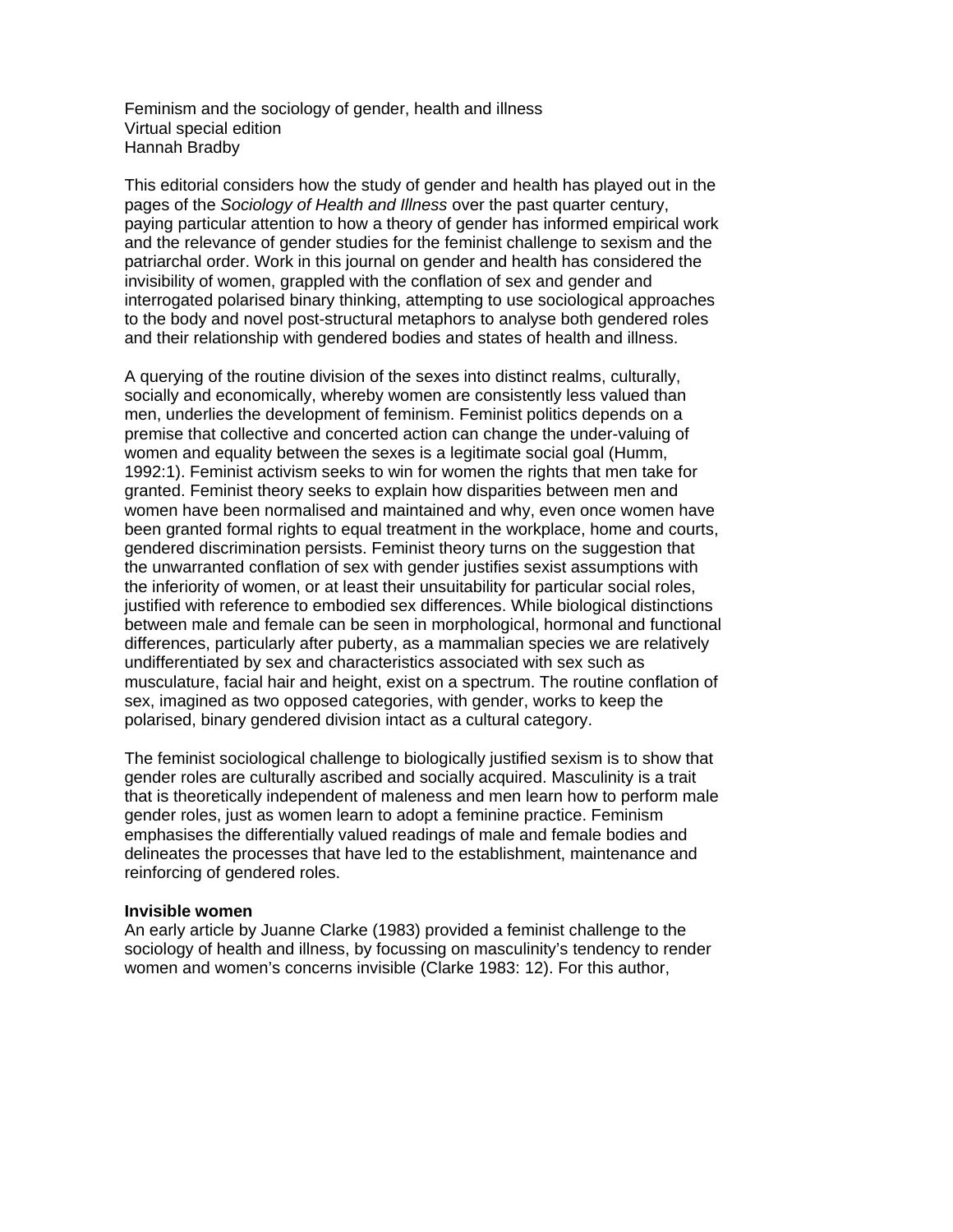Feminism and the sociology of gender, health and illness
Virtual special edition
Hannah Bradby

This editorial considers how the study of gender and health has played out in the pages of the *Sociology of Health and Illness* over the past quarter century, paying particular attention to how a theory of gender has informed empirical work and the relevance of gender studies for the feminist challenge to sexism and the patriarchal order. Work in this journal on gender and health has considered the invisibility of women, grappled with the conflation of sex and gender and interrogated polarised binary thinking, attempting to use sociological approaches to the body and novel post-structural metaphors to analyse both gendered roles and their relationship with gendered bodies and states of health and illness.

A querying of the routine division of the sexes into distinct realms, culturally, socially and economically, whereby women are consistently less valued than men, underlies the development of feminism. Feminist politics depends on a premise that collective and concerted action can change the under-valuing of women and equality between the sexes is a legitimate social goal (Humm, 1992:1). Feminist activism seeks to win for women the rights that men take for granted. Feminist theory seeks to explain how disparities between men and women have been normalised and maintained and why, even once women have been granted formal rights to equal treatment in the workplace, home and courts, gendered discrimination persists. Feminist theory turns on the suggestion that the unwarranted conflation of sex with gender justifies sexist assumptions with the inferiority of women, or at least their unsuitability for particular social roles, justified with reference to embodied sex differences. While biological distinctions between male and female can be seen in morphological, hormonal and functional differences, particularly after puberty, as a mammalian species we are relatively undifferentiated by sex and characteristics associated with sex such as musculature, facial hair and height, exist on a spectrum. The routine conflation of sex, imagined as two opposed categories, with gender, works to keep the polarised, binary gendered division intact as a cultural category.

The feminist sociological challenge to biologically justified sexism is to show that gender roles are culturally ascribed and socially acquired. Masculinity is a trait that is theoretically independent of maleness and men learn how to perform male gender roles, just as women learn to adopt a feminine practice. Feminism emphasises the differentially valued readings of male and female bodies and delineates the processes that have led to the establishment, maintenance and reinforcing of gendered roles.

**Invisible women**

An early article by Juanne Clarke (1983) provided a feminist challenge to the sociology of health and illness, by focussing on masculinity's tendency to render women and women's concerns invisible (Clarke 1983: 12). For this author,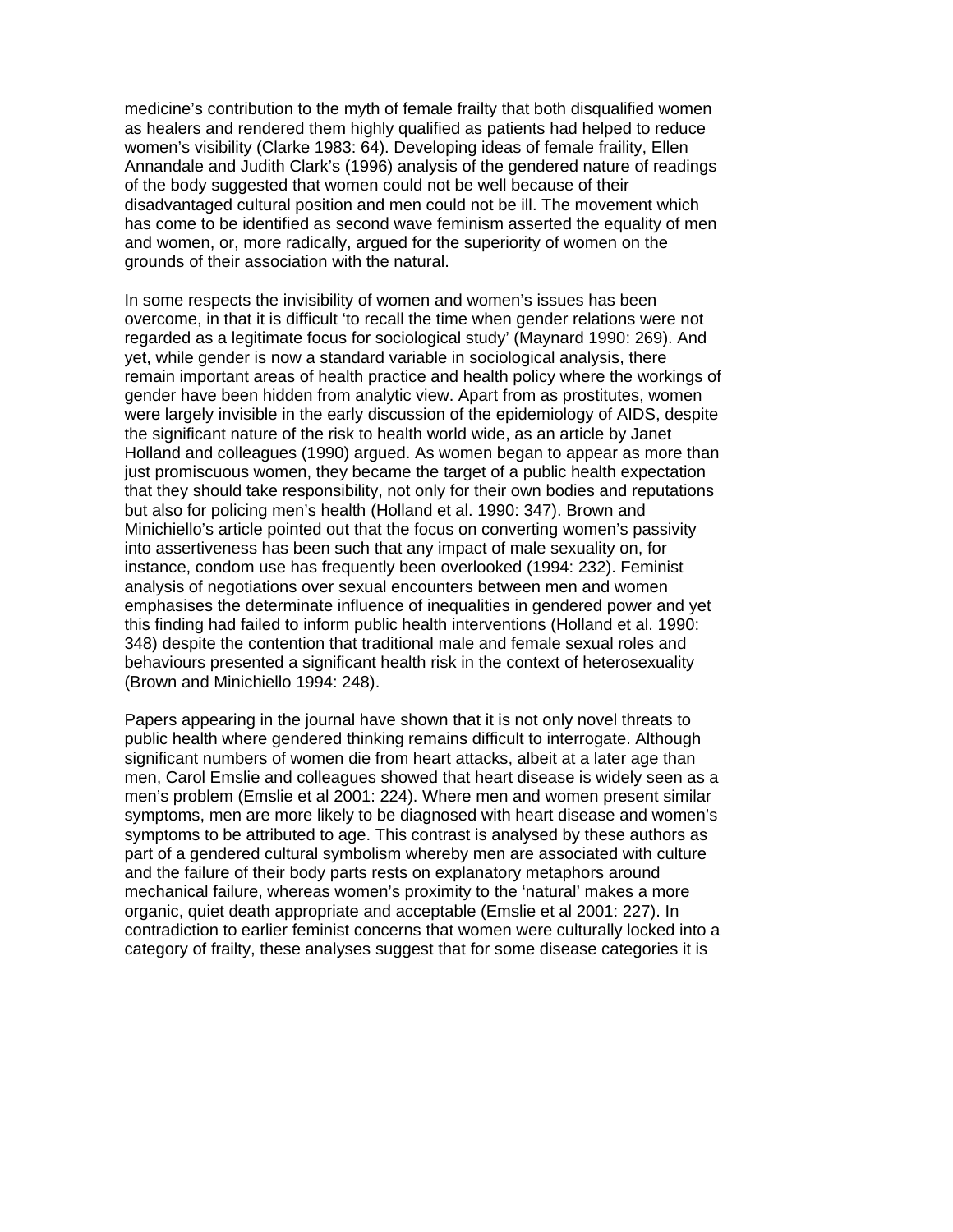medicine's contribution to the myth of female frailty that both disqualified women as healers and rendered them highly qualified as patients had helped to reduce women's visibility (Clarke 1983: 64). Developing ideas of female fraility, Ellen Annandale and Judith Clark's (1996) analysis of the gendered nature of readings of the body suggested that women could not be well because of their disadvantaged cultural position and men could not be ill. The movement which has come to be identified as second wave feminism asserted the equality of men and women, or, more radically, argued for the superiority of women on the grounds of their association with the natural.

In some respects the invisibility of women and women's issues has been overcome, in that it is difficult 'to recall the time when gender relations were not regarded as a legitimate focus for sociological study' (Maynard 1990: 269). And yet, while gender is now a standard variable in sociological analysis, there remain important areas of health practice and health policy where the workings of gender have been hidden from analytic view. Apart from as prostitutes, women were largely invisible in the early discussion of the epidemiology of AIDS, despite the significant nature of the risk to health world wide, as an article by Janet Holland and colleagues (1990) argued. As women began to appear as more than just promiscuous women, they became the target of a public health expectation that they should take responsibility, not only for their own bodies and reputations but also for policing men's health (Holland et al. 1990: 347). Brown and Minichiello's article pointed out that the focus on converting women's passivity into assertiveness has been such that any impact of male sexuality on, for instance, condom use has frequently been overlooked (1994: 232). Feminist analysis of negotiations over sexual encounters between men and women emphasises the determinate influence of inequalities in gendered power and yet this finding had failed to inform public health interventions (Holland et al. 1990: 348) despite the contention that traditional male and female sexual roles and behaviours presented a significant health risk in the context of heterosexuality (Brown and Minichiello 1994: 248).

Papers appearing in the journal have shown that it is not only novel threats to public health where gendered thinking remains difficult to interrogate. Although significant numbers of women die from heart attacks, albeit at a later age than men, Carol Emslie and colleagues showed that heart disease is widely seen as a men's problem (Emslie et al 2001: 224). Where men and women present similar symptoms, men are more likely to be diagnosed with heart disease and women's symptoms to be attributed to age. This contrast is analysed by these authors as part of a gendered cultural symbolism whereby men are associated with culture and the failure of their body parts rests on explanatory metaphors around mechanical failure, whereas women's proximity to the 'natural' makes a more organic, quiet death appropriate and acceptable (Emslie et al 2001: 227). In contradiction to earlier feminist concerns that women were culturally locked into a category of frailty, these analyses suggest that for some disease categories it is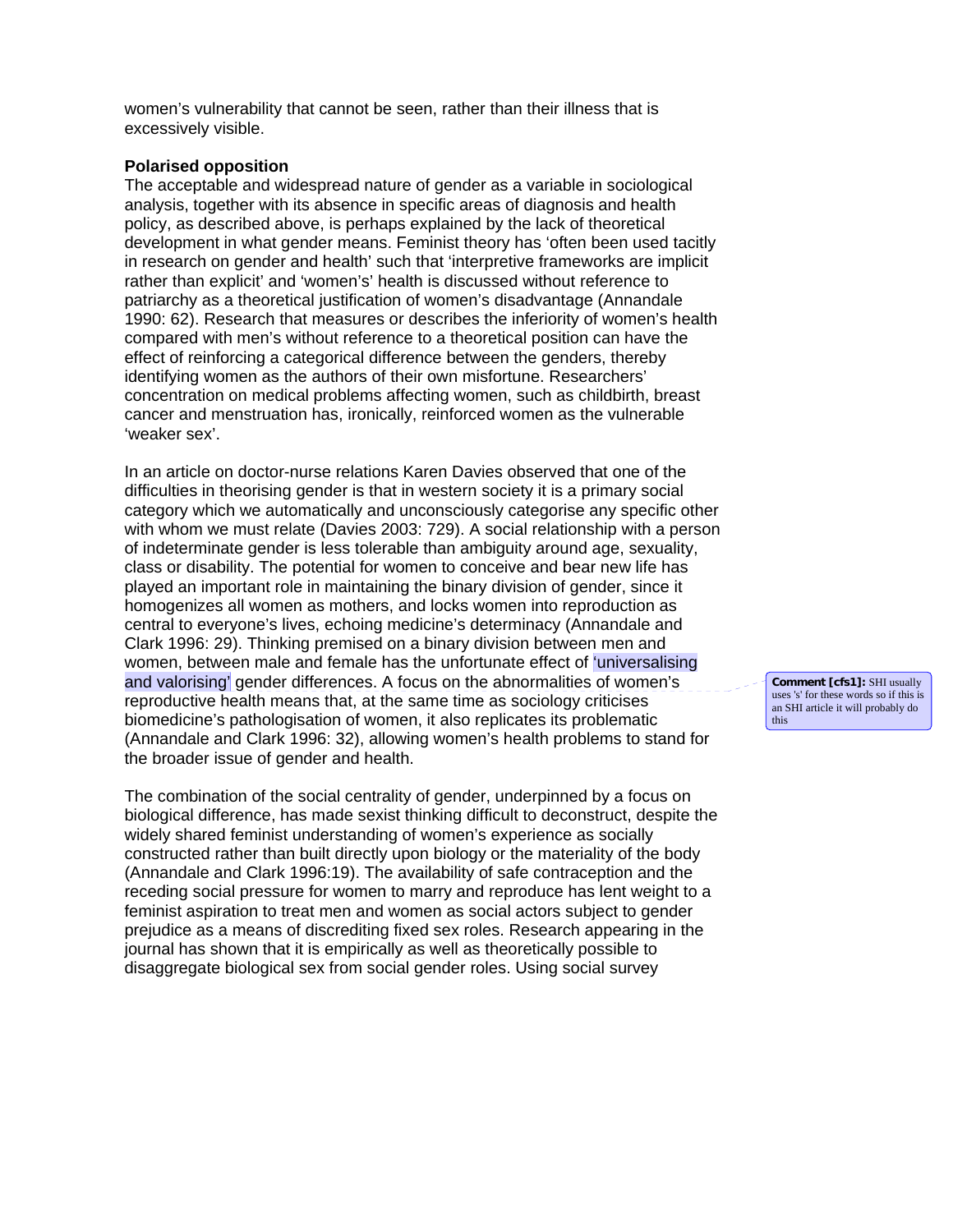women's vulnerability that cannot be seen, rather than their illness that is excessively visible.

**Polarised opposition**

The acceptable and widespread nature of gender as a variable in sociological analysis, together with its absence in specific areas of diagnosis and health policy, as described above, is perhaps explained by the lack of theoretical development in what gender means. Feminist theory has 'often been used tacitly in research on gender and health' such that 'interpretive frameworks are implicit rather than explicit' and 'women's' health is discussed without reference to patriarchy as a theoretical justification of women's disadvantage (Annandale 1990: 62). Research that measures or describes the inferiority of women's health compared with men's without reference to a theoretical position can have the effect of reinforcing a categorical difference between the genders, thereby identifying women as the authors of their own misfortune. Researchers' concentration on medical problems affecting women, such as childbirth, breast cancer and menstruation has, ironically, reinforced women as the vulnerable 'weaker sex'.

In an article on doctor-nurse relations Karen Davies observed that one of the difficulties in theorising gender is that in western society it is a primary social category which we automatically and unconsciously categorise any specific other with whom we must relate (Davies 2003: 729). A social relationship with a person of indeterminate gender is less tolerable than ambiguity around age, sexuality, class or disability. The potential for women to conceive and bear new life has played an important role in maintaining the binary division of gender, since it homogenizes all women as mothers, and locks women into reproduction as central to everyone's lives, echoing medicine's determinacy (Annandale and Clark 1996: 29). Thinking premised on a binary division between men and women, between male and female has the unfortunate effect of 'universalising and valorising' gender differences. A focus on the abnormalities of women's reproductive health means that, at the same time as sociology criticises biomedicine's pathologisation of women, it also replicates its problematic (Annandale and Clark 1996: 32), allowing women's health problems to stand for the broader issue of gender and health.

**Comment [cfs1]:** SHI usually uses 's' for these words so if this is an SHI article it will probably do this

The combination of the social centrality of gender, underpinned by a focus on biological difference, has made sexist thinking difficult to deconstruct, despite the widely shared feminist understanding of women's experience as socially constructed rather than built directly upon biology or the materiality of the body (Annandale and Clark 1996:19). The availability of safe contraception and the receding social pressure for women to marry and reproduce has lent weight to a feminist aspiration to treat men and women as social actors subject to gender prejudice as a means of discrediting fixed sex roles. Research appearing in the journal has shown that it is empirically as well as theoretically possible to disaggregate biological sex from social gender roles. Using social survey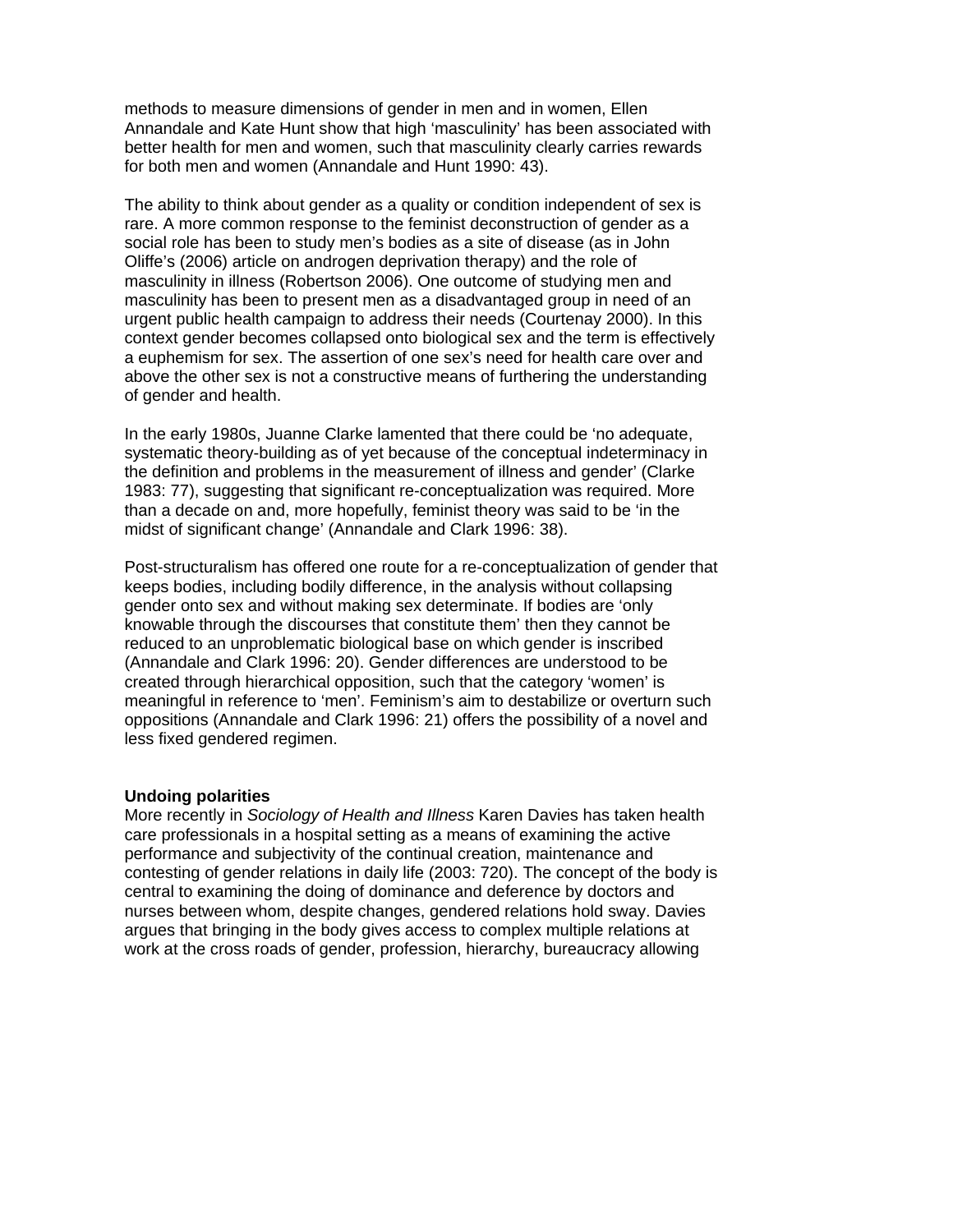methods to measure dimensions of gender in men and in women, Ellen Annandale and Kate Hunt show that high 'masculinity' has been associated with better health for men and women, such that masculinity clearly carries rewards for both men and women (Annandale and Hunt 1990: 43).

The ability to think about gender as a quality or condition independent of sex is rare. A more common response to the feminist deconstruction of gender as a social role has been to study men's bodies as a site of disease (as in John Oliffe's (2006) article on androgen deprivation therapy) and the role of masculinity in illness (Robertson 2006). One outcome of studying men and masculinity has been to present men as a disadvantaged group in need of an urgent public health campaign to address their needs (Courtenay 2000). In this context gender becomes collapsed onto biological sex and the term is effectively a euphemism for sex. The assertion of one sex's need for health care over and above the other sex is not a constructive means of furthering the understanding of gender and health.

In the early 1980s, Juanne Clarke lamented that there could be 'no adequate, systematic theory-building as of yet because of the conceptual indeterminacy in the definition and problems in the measurement of illness and gender' (Clarke 1983: 77), suggesting that significant re-conceptualization was required. More than a decade on and, more hopefully, feminist theory was said to be 'in the midst of significant change' (Annandale and Clark 1996: 38).

Post-structuralism has offered one route for a re-conceptualization of gender that keeps bodies, including bodily difference, in the analysis without collapsing gender onto sex and without making sex determinate. If bodies are 'only knowable through the discourses that constitute them' then they cannot be reduced to an unproblematic biological base on which gender is inscribed (Annandale and Clark 1996: 20). Gender differences are understood to be created through hierarchical opposition, such that the category 'women' is meaningful in reference to 'men'. Feminism's aim to destabilize or overturn such oppositions (Annandale and Clark 1996: 21) offers the possibility of a novel and less fixed gendered regimen.

**Undoing polarities**

More recently in *Sociology of Health and Illness* Karen Davies has taken health care professionals in a hospital setting as a means of examining the active performance and subjectivity of the continual creation, maintenance and contesting of gender relations in daily life (2003: 720). The concept of the body is central to examining the doing of dominance and deference by doctors and nurses between whom, despite changes, gendered relations hold sway. Davies argues that bringing in the body gives access to complex multiple relations at work at the cross roads of gender, profession, hierarchy, bureaucracy allowing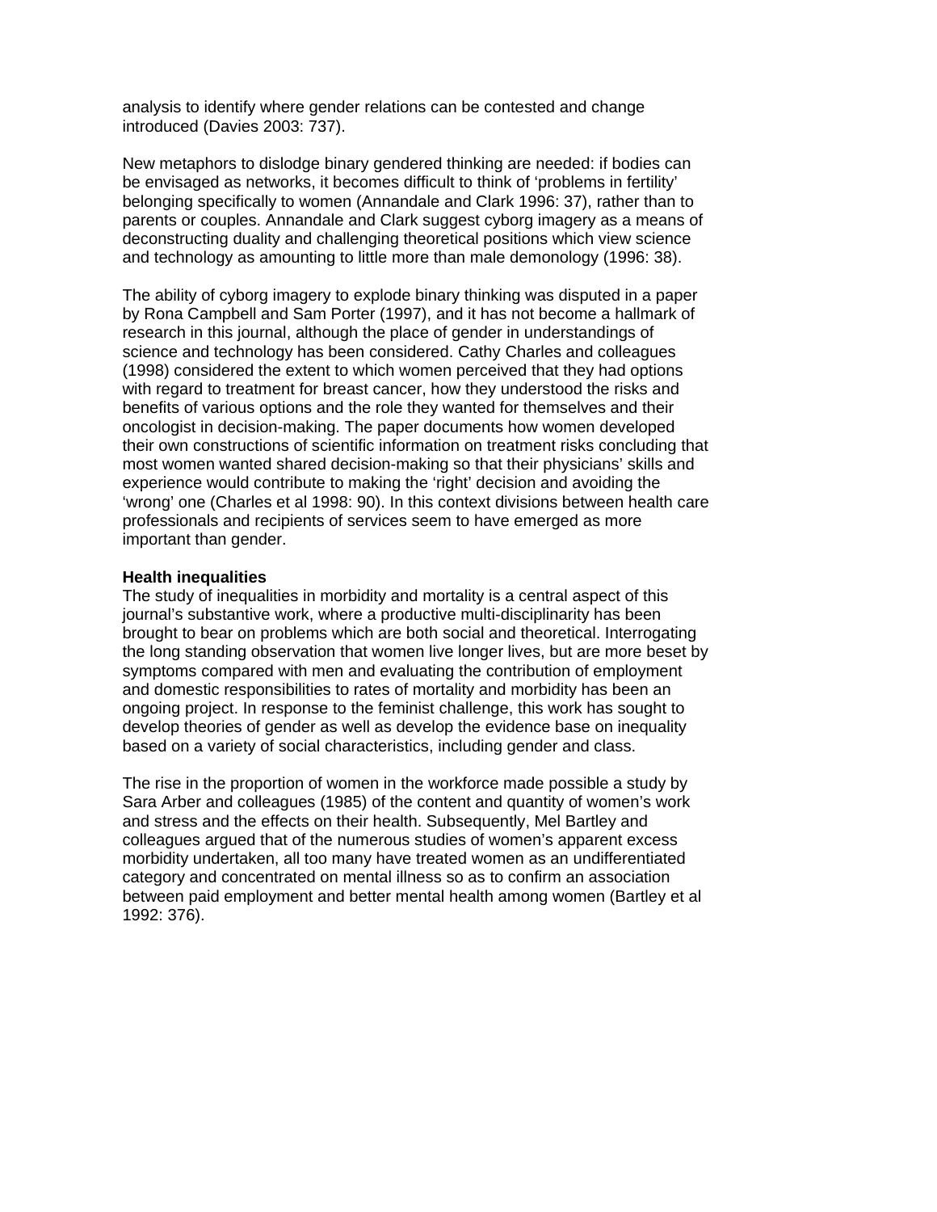analysis to identify where gender relations can be contested and change introduced (Davies 2003: 737).

New metaphors to dislodge binary gendered thinking are needed: if bodies can be envisaged as networks, it becomes difficult to think of 'problems in fertility' belonging specifically to women (Annandale and Clark 1996: 37), rather than to parents or couples. Annandale and Clark suggest cyborg imagery as a means of deconstructing duality and challenging theoretical positions which view science and technology as amounting to little more than male demonology (1996: 38).

The ability of cyborg imagery to explode binary thinking was disputed in a paper by Rona Campbell and Sam Porter (1997), and it has not become a hallmark of research in this journal, although the place of gender in understandings of science and technology has been considered. Cathy Charles and colleagues (1998) considered the extent to which women perceived that they had options with regard to treatment for breast cancer, how they understood the risks and benefits of various options and the role they wanted for themselves and their oncologist in decision-making. The paper documents how women developed their own constructions of scientific information on treatment risks concluding that most women wanted shared decision-making so that their physicians' skills and experience would contribute to making the 'right' decision and avoiding the 'wrong' one (Charles et al 1998: 90). In this context divisions between health care professionals and recipients of services seem to have emerged as more important than gender.

**Health inequalities**

The study of inequalities in morbidity and mortality is a central aspect of this journal's substantive work, where a productive multi-disciplinarity has been brought to bear on problems which are both social and theoretical. Interrogating the long standing observation that women live longer lives, but are more beset by symptoms compared with men and evaluating the contribution of employment and domestic responsibilities to rates of mortality and morbidity has been an ongoing project. In response to the feminist challenge, this work has sought to develop theories of gender as well as develop the evidence base on inequality based on a variety of social characteristics, including gender and class.

The rise in the proportion of women in the workforce made possible a study by Sara Arber and colleagues (1985) of the content and quantity of women's work and stress and the effects on their health. Subsequently, Mel Bartley and colleagues argued that of the numerous studies of women's apparent excess morbidity undertaken, all too many have treated women as an undifferentiated category and concentrated on mental illness so as to confirm an association between paid employment and better mental health among women (Bartley et al 1992: 376).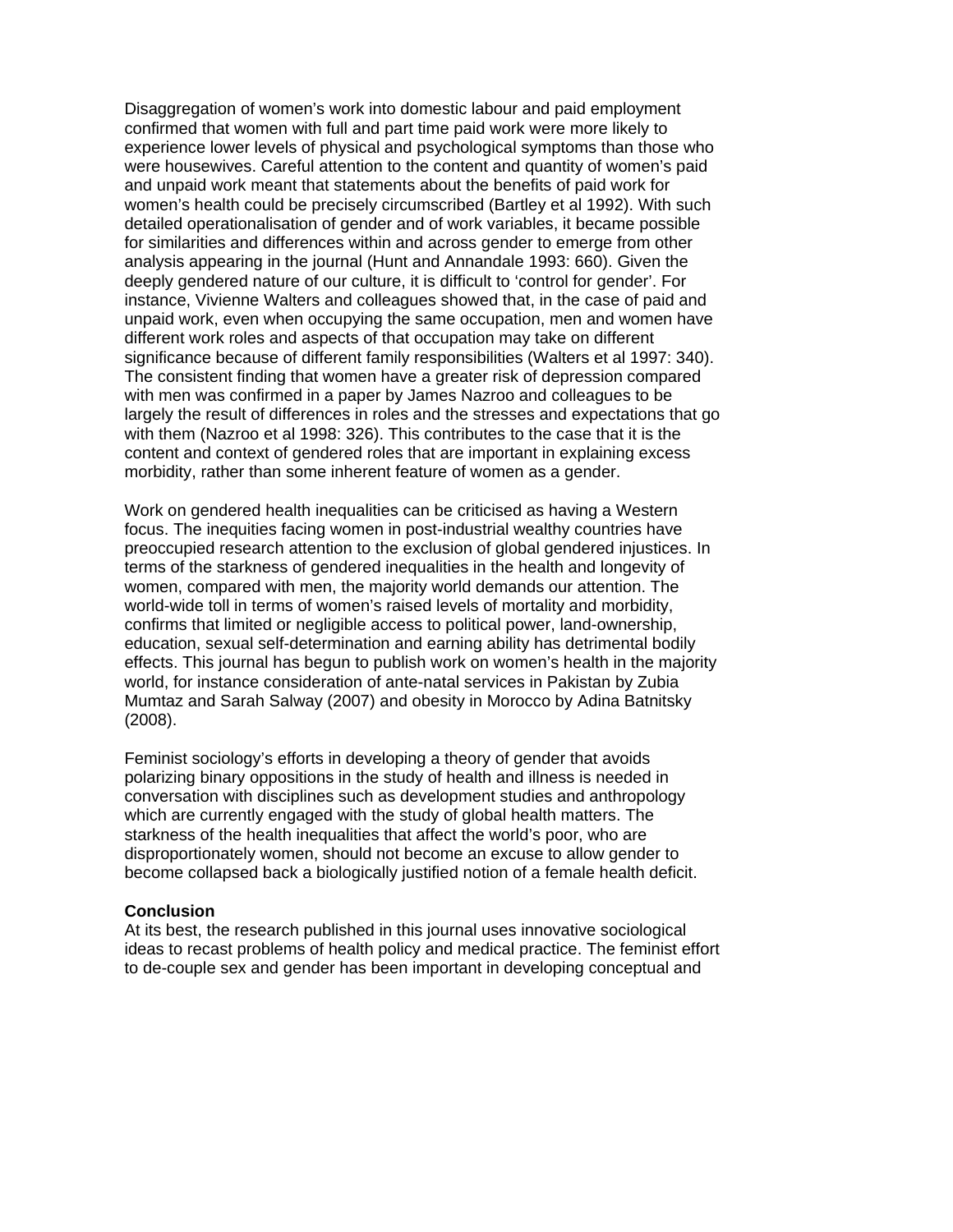Disaggregation of women's work into domestic labour and paid employment confirmed that women with full and part time paid work were more likely to experience lower levels of physical and psychological symptoms than those who were housewives. Careful attention to the content and quantity of women's paid and unpaid work meant that statements about the benefits of paid work for women's health could be precisely circumscribed (Bartley et al 1992). With such detailed operationalisation of gender and of work variables, it became possible for similarities and differences within and across gender to emerge from other analysis appearing in the journal (Hunt and Annandale 1993: 660). Given the deeply gendered nature of our culture, it is difficult to 'control for gender'. For instance, Vivienne Walters and colleagues showed that, in the case of paid and unpaid work, even when occupying the same occupation, men and women have different work roles and aspects of that occupation may take on different significance because of different family responsibilities (Walters et al 1997: 340). The consistent finding that women have a greater risk of depression compared with men was confirmed in a paper by James Nazroo and colleagues to be largely the result of differences in roles and the stresses and expectations that go with them (Nazroo et al 1998: 326). This contributes to the case that it is the content and context of gendered roles that are important in explaining excess morbidity, rather than some inherent feature of women as a gender.

Work on gendered health inequalities can be criticised as having a Western focus. The inequities facing women in post-industrial wealthy countries have preoccupied research attention to the exclusion of global gendered injustices. In terms of the starkness of gendered inequalities in the health and longevity of women, compared with men, the majority world demands our attention. The world-wide toll in terms of women's raised levels of mortality and morbidity, confirms that limited or negligible access to political power, land-ownership, education, sexual self-determination and earning ability has detrimental bodily effects. This journal has begun to publish work on women's health in the majority world, for instance consideration of ante-natal services in Pakistan by Zubia Mumtaz and Sarah Salway (2007) and obesity in Morocco by Adina Batnitsky (2008).

Feminist sociology's efforts in developing a theory of gender that avoids polarizing binary oppositions in the study of health and illness is needed in conversation with disciplines such as development studies and anthropology which are currently engaged with the study of global health matters. The starkness of the health inequalities that affect the world's poor, who are disproportionately women, should not become an excuse to allow gender to become collapsed back a biologically justified notion of a female health deficit.

**Conclusion**

At its best, the research published in this journal uses innovative sociological ideas to recast problems of health policy and medical practice. The feminist effort to de-couple sex and gender has been important in developing conceptual and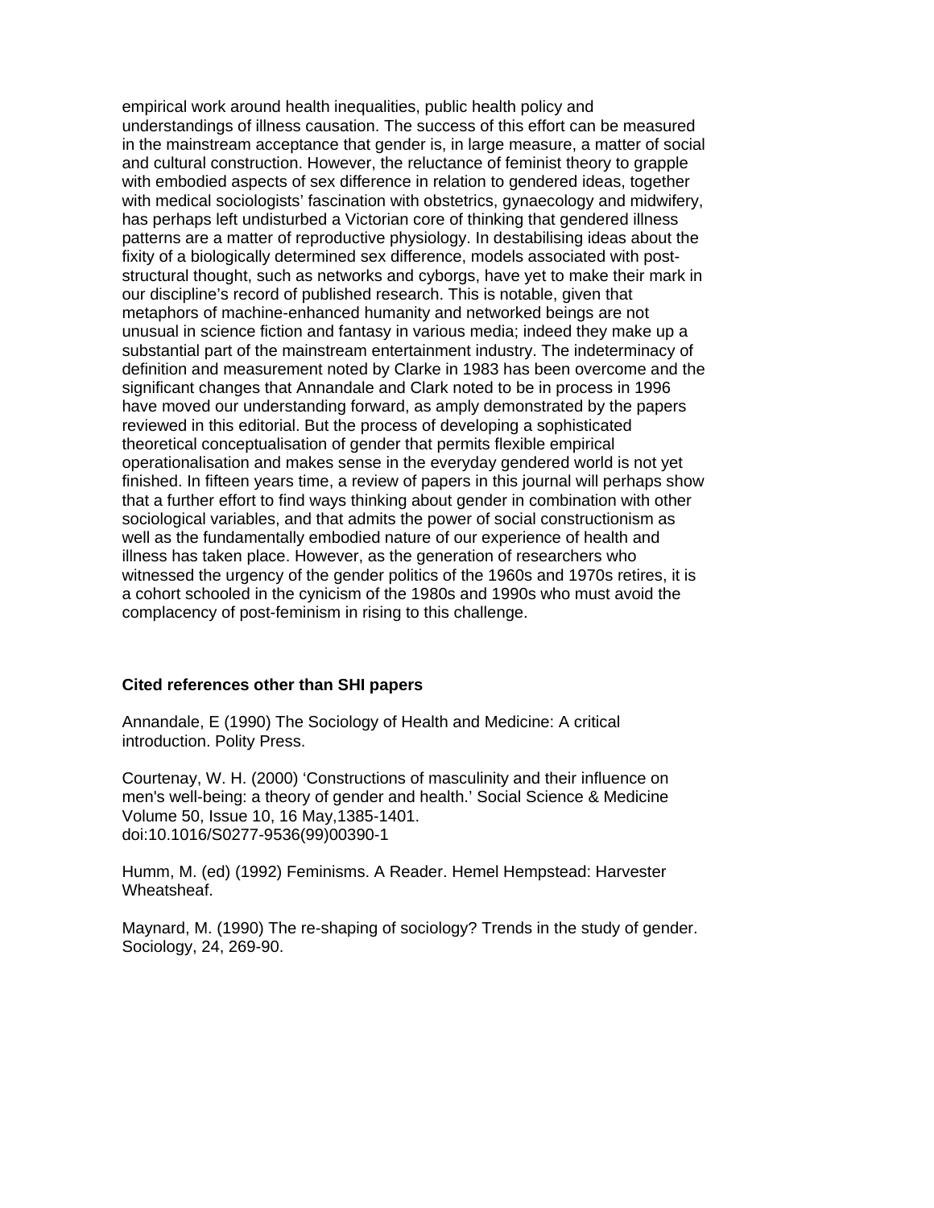empirical work around health inequalities, public health policy and understandings of illness causation. The success of this effort can be measured in the mainstream acceptance that gender is, in large measure, a matter of social and cultural construction. However, the reluctance of feminist theory to grapple with embodied aspects of sex difference in relation to gendered ideas, together with medical sociologists' fascination with obstetrics, gynaecology and midwifery, has perhaps left undisturbed a Victorian core of thinking that gendered illness patterns are a matter of reproductive physiology. In destabilising ideas about the fixity of a biologically determined sex difference, models associated with post-structural thought, such as networks and cyborgs, have yet to make their mark in our discipline's record of published research. This is notable, given that metaphors of machine-enhanced humanity and networked beings are not unusual in science fiction and fantasy in various media; indeed they make up a substantial part of the mainstream entertainment industry. The indeterminacy of definition and measurement noted by Clarke in 1983 has been overcome and the significant changes that Annandale and Clark noted to be in process in 1996 have moved our understanding forward, as amply demonstrated by the papers reviewed in this editorial. But the process of developing a sophisticated theoretical conceptualisation of gender that permits flexible empirical operationalisation and makes sense in the everyday gendered world is not yet finished. In fifteen years time, a review of papers in this journal will perhaps show that a further effort to find ways thinking about gender in combination with other sociological variables, and that admits the power of social constructionism as well as the fundamentally embodied nature of our experience of health and illness has taken place. However, as the generation of researchers who witnessed the urgency of the gender politics of the 1960s and 1970s retires, it is a cohort schooled in the cynicism of the 1980s and 1990s who must avoid the complacency of post-feminism in rising to this challenge.

**Cited references other than SHI papers**

Annandale, E (1990) The Sociology of Health and Medicine: A critical introduction. Polity Press.

Courtenay, W. H. (2000) 'Constructions of masculinity and their influence on men's well-being: a theory of gender and health.' Social Science & Medicine Volume 50, Issue 10, 16 May,1385-1401. doi:10.1016/S0277-9536(99)00390-1

Humm, M. (ed) (1992) Feminisms. A Reader. Hemel Hempstead: Harvester Wheatsheaf.

Maynard, M. (1990) The re-shaping of sociology? Trends in the study of gender. Sociology, 24, 269-90.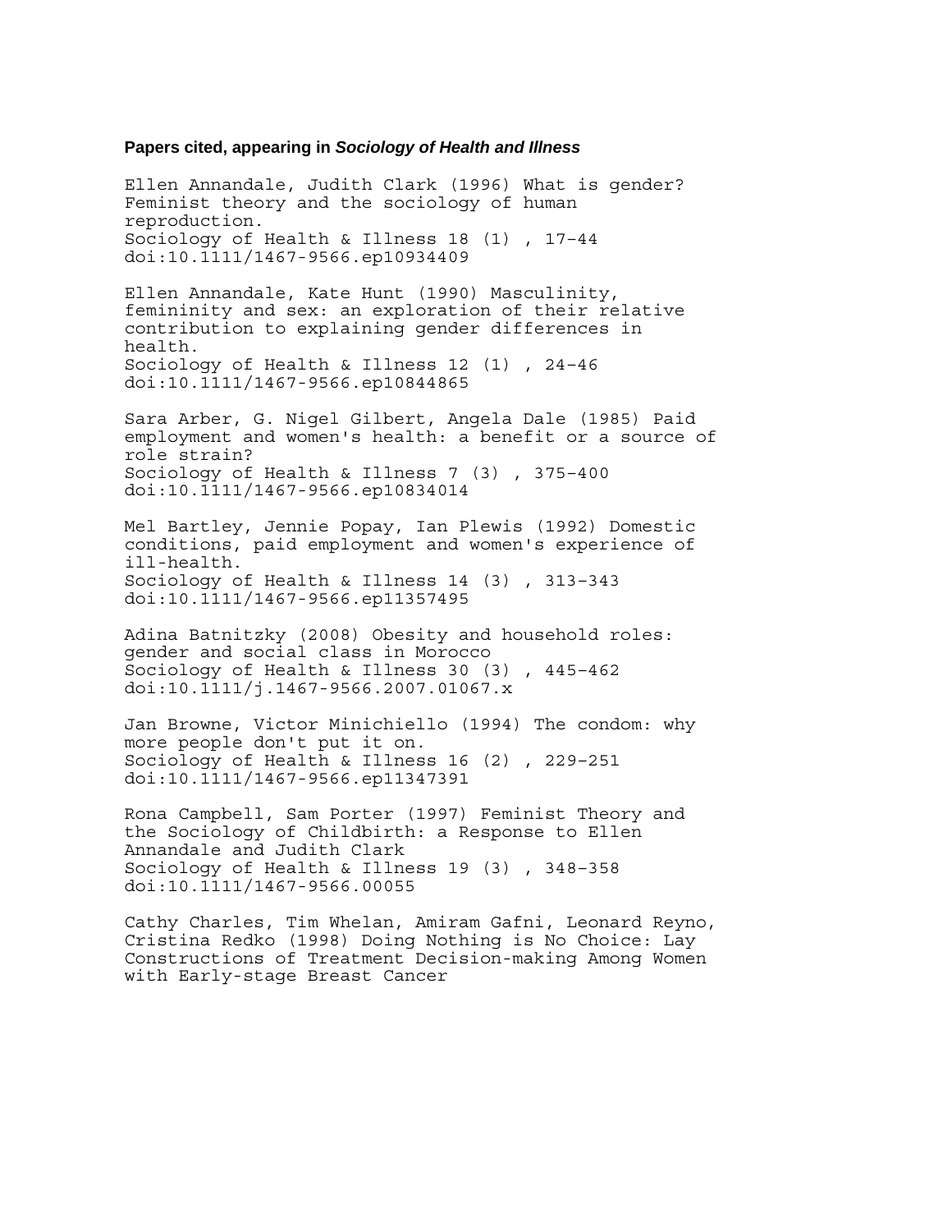**Papers cited, appearing in *Sociology of Health and Illness***

Ellen Annandale, Judith Clark (1996) What is gender? Feminist theory and the sociology of human reproduction.
Sociology of Health & Illness 18 (1) , 17–44
doi:10.1111/1467-9566.ep10934409

Ellen Annandale, Kate Hunt (1990) Masculinity, femininity and sex: an exploration of their relative contribution to explaining gender differences in health.
Sociology of Health & Illness 12 (1) , 24–46
doi:10.1111/1467-9566.ep10844865

Sara Arber, G. Nigel Gilbert, Angela Dale (1985) Paid employment and women's health: a benefit or a source of role strain?
Sociology of Health & Illness 7 (3) , 375–400
doi:10.1111/1467-9566.ep10834014

Mel Bartley, Jennie Popay, Ian Plewis (1992) Domestic conditions, paid employment and women's experience of ill-health.
Sociology of Health & Illness 14 (3) , 313–343
doi:10.1111/1467-9566.ep11357495

Adina Batnitzky (2008) Obesity and household roles: gender and social class in Morocco
Sociology of Health & Illness 30 (3) , 445–462
doi:10.1111/j.1467-9566.2007.01067.x

Jan Browne, Victor Minichiello (1994) The condom: why more people don't put it on.
Sociology of Health & Illness 16 (2) , 229–251
doi:10.1111/1467-9566.ep11347391

Rona Campbell, Sam Porter (1997) Feminist Theory and the Sociology of Childbirth: a Response to Ellen Annandale and Judith Clark
Sociology of Health & Illness 19 (3) , 348–358
doi:10.1111/1467-9566.00055

Cathy Charles, Tim Whelan, Amiram Gafni, Leonard Reyno, Cristina Redko (1998) Doing Nothing is No Choice: Lay Constructions of Treatment Decision-making Among Women with Early-stage Breast Cancer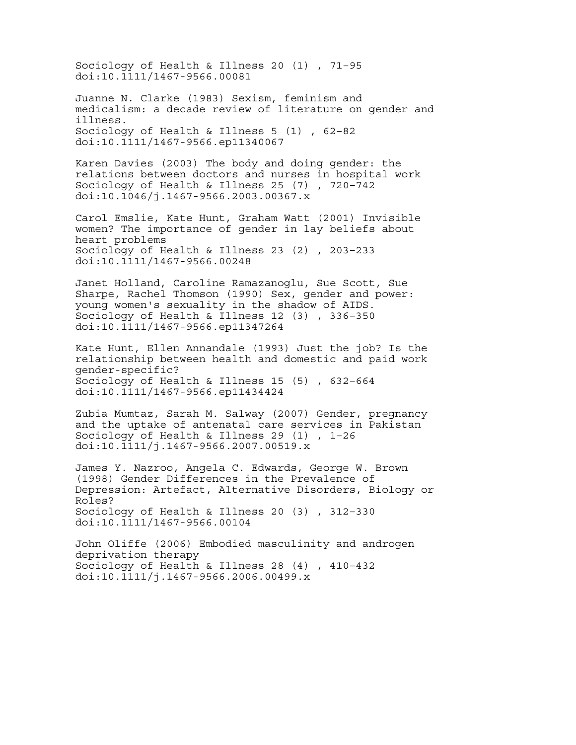Sociology of Health & Illness 20 (1) , 71–95
doi:10.1111/1467-9566.00081

Juanne N. Clarke (1983) Sexism, feminism and medicalism: a decade review of literature on gender and illness.
Sociology of Health & Illness 5 (1) , 62–82
doi:10.1111/1467-9566.ep11340067

Karen Davies (2003) The body and doing gender: the relations between doctors and nurses in hospital work
Sociology of Health & Illness 25 (7) , 720–742
doi:10.1046/j.1467-9566.2003.00367.x

Carol Emslie, Kate Hunt, Graham Watt (2001) Invisible women? The importance of gender in lay beliefs about heart problems
Sociology of Health & Illness 23 (2) , 203–233
doi:10.1111/1467-9566.00248

Janet Holland, Caroline Ramazanoglu, Sue Scott, Sue Sharpe, Rachel Thomson (1990) Sex, gender and power: young women's sexuality in the shadow of AIDS.
Sociology of Health & Illness 12 (3) , 336–350
doi:10.1111/1467-9566.ep11347264

Kate Hunt, Ellen Annandale (1993) Just the job? Is the relationship between health and domestic and paid work gender-specific?
Sociology of Health & Illness 15 (5) , 632–664
doi:10.1111/1467-9566.ep11434424

Zubia Mumtaz, Sarah M. Salway (2007) Gender, pregnancy and the uptake of antenatal care services in Pakistan
Sociology of Health & Illness 29 (1) , 1–26
doi:10.1111/j.1467-9566.2007.00519.x

James Y. Nazroo, Angela C. Edwards, George W. Brown (1998) Gender Differences in the Prevalence of Depression: Artefact, Alternative Disorders, Biology or Roles?
Sociology of Health & Illness 20 (3) , 312–330
doi:10.1111/1467-9566.00104

John Oliffe (2006) Embodied masculinity and androgen deprivation therapy
Sociology of Health & Illness 28 (4) , 410–432
doi:10.1111/j.1467-9566.2006.00499.x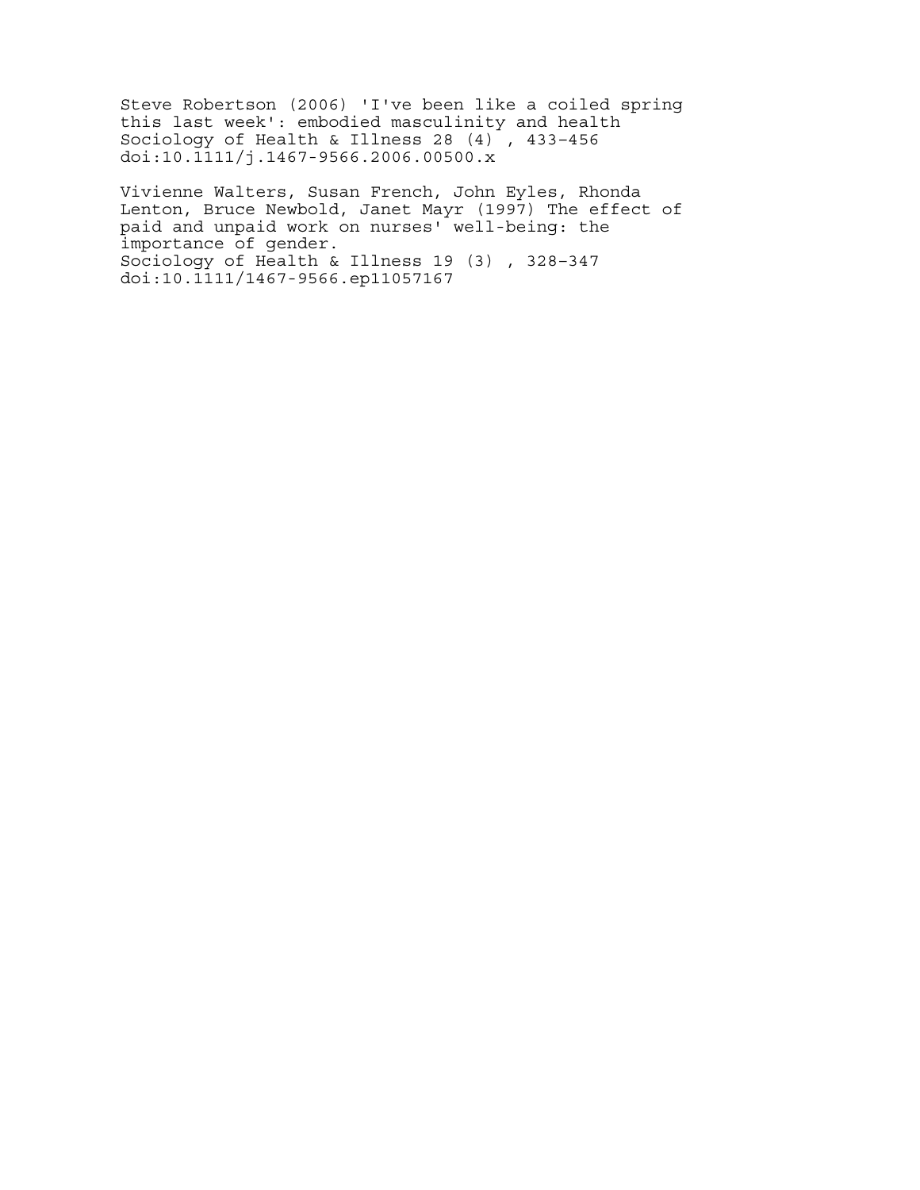Steve Robertson (2006) 'I've been like a coiled spring this last week': embodied masculinity and health
Sociology of Health & Illness 28 (4) , 433–456
doi:10.1111/j.1467-9566.2006.00500.x

Vivienne Walters, Susan French, John Eyles, Rhonda Lenton, Bruce Newbold, Janet Mayr (1997) The effect of paid and unpaid work on nurses' well-being: the importance of gender.
Sociology of Health & Illness 19 (3) , 328–347
doi:10.1111/1467-9566.ep11057167